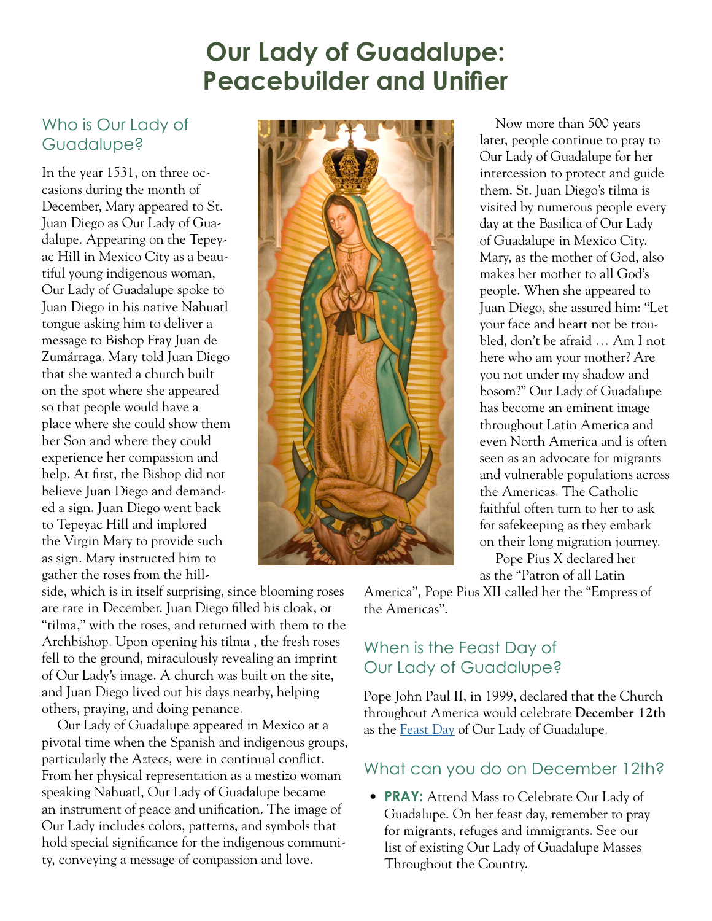# Our Lady of Guadalupe: Peacebuilder and Unifier

## Who is Our Lady of Guadalupe?

In the year 1531, on three occasions during the month of December, Mary appeared to St. Juan Diego as Our Lady of Guadalupe. Appearing on the Tepeyac Hill in Mexico City as a beautiful young indigenous woman, Our Lady of Guadalupe spoke to Juan Diego in his native Nahuatl tongue asking him to deliver a message to Bishop Fray Juan de Zumárraga. Mary told Juan Diego that she wanted a church built on the spot where she appeared so that people would have a place where she could show them her Son and where they could experience her compassion and help. At first, the Bishop did not believe Juan Diego and demanded a sign. Juan Diego went back to Tepeyac Hill and implored the Virgin Mary to provide such as sign. Mary instructed him to gather the roses from the hillside, which is in itself surprising, since blooming roses are rare in December. Juan Diego filled his cloak, or "tilma," with the roses, and returned with them to the Archbishop. Upon opening his tilma , the fresh roses fell to the ground, miraculously revealing an imprint of Our Lady's image. A church was built on the site, and Juan Diego lived out his days nearby, helping others, praying, and doing penance.

Our Lady of Guadalupe appeared in Mexico at a pivotal time when the Spanish and indigenous groups, particularly the Aztecs, were in continual conflict. From her physical representation as a mestizo woman speaking Nahuatl, Our Lady of Guadalupe became an instrument of peace and unification. The image of Our Lady includes colors, patterns, and symbols that hold special significance for the indigenous community, conveying a message of compassion and love.

Now more than 500 years later, people continue to pray to Our Lady of Guadalupe for her intercession to protect and guide them. St. Juan Diego's tilma is visited by numerous people every day at the Basilica of Our Lady of Guadalupe in Mexico City. Mary, as the mother of God, also makes her mother to all God's people. When she appeared to Juan Diego, she assured him: "Let your face and heart not be troubled, don't be afraid … Am I not here who am your mother? Are you not under my shadow and bosom?" Our Lady of Guadalupe has become an eminent image throughout Latin America and even North America and is often seen as an advocate for migrants and vulnerable populations across the Americas. The Catholic faithful often turn to her to ask for safekeeping as they embark on their long migration journey.

Pope Pius X declared her as the "Patron of all Latin America", Pope Pius XII called her the "Empress of the Americas".

## When is the Feast Day of Our Lady of Guadalupe?

Pope John Paul II, in 1999, declared that the Church throughout America would celebrate **December 12th** as the Feast Day of Our Lady of Guadalupe.

## What can you do on December 12th?

- **PRAY:** Attend Mass to Celebrate Our Lady of Guadalupe. On her feast day, remember to pray for migrants, refuges and immigrants. See our list of existing Our Lady of Guadalupe Masses Throughout the Country.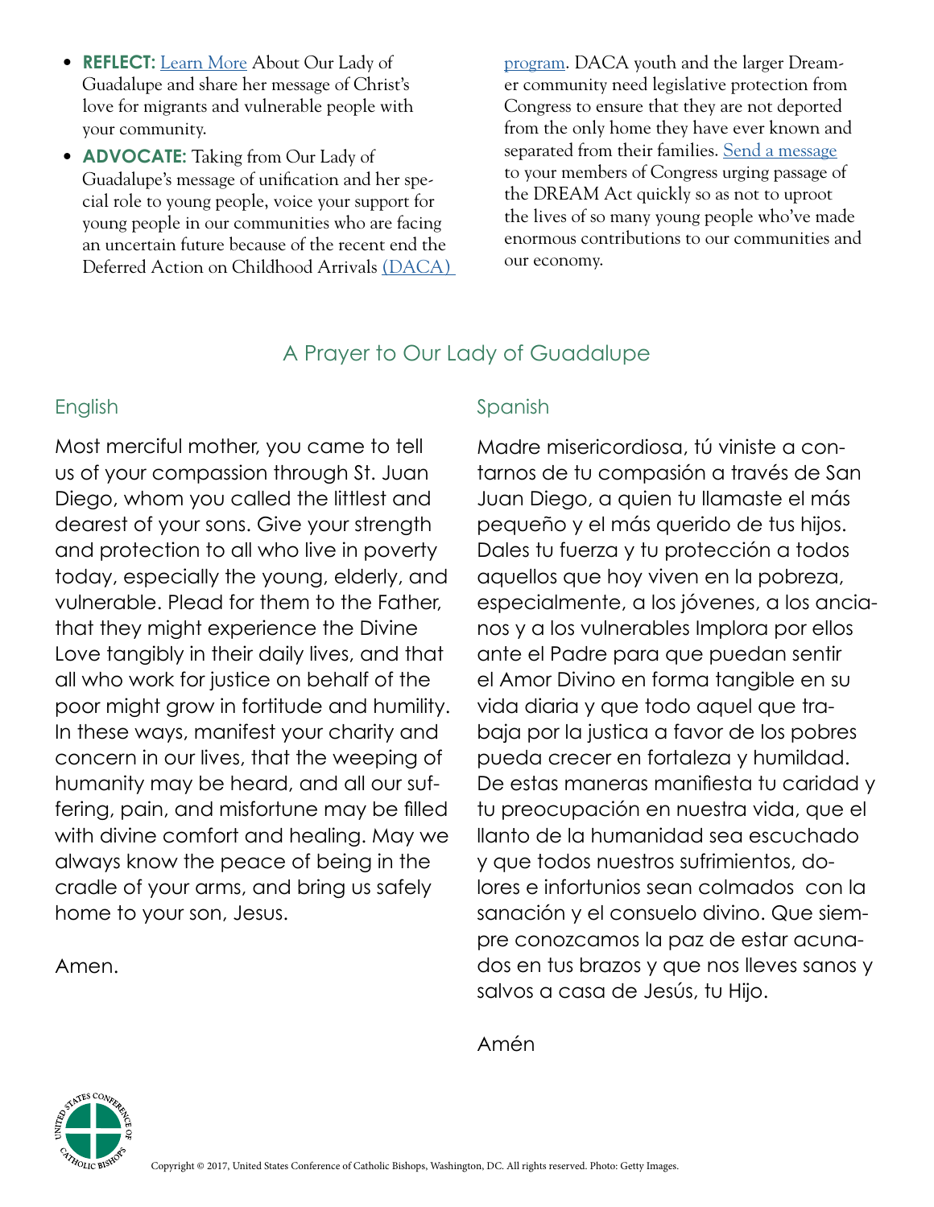- **REFLECT:** Learn More About Our Lady of Guadalupe and share her message of Christ's love for migrants and vulnerable people with your community.
- **ADVOCATE:** Taking from Our Lady of Guadalupe's message of unification and her special role to young people, voice your support for young people in our communities who are facing an uncertain future because of the recent end the Deferred Action on Childhood Arrivals (DACA) program. DACA youth and the larger Dreamer community need legislative protection from Congress to ensure that they are not deported from the only home they have ever known and separated from their families. Send a message to your members of Congress urging passage of the DREAM Act quickly so as not to uproot the lives of so many young people who've made enormous contributions to our communities and our economy.

## A Prayer to Our Lady of Guadalupe

### English

Most merciful mother, you came to tell us of your compassion through St. Juan Diego, whom you called the littlest and dearest of your sons. Give your strength and protection to all who live in poverty today, especially the young, elderly, and vulnerable. Plead for them to the Father, that they might experience the Divine Love tangibly in their daily lives, and that all who work for justice on behalf of the poor might grow in fortitude and humility. In these ways, manifest your charity and concern in our lives, that the weeping of humanity may be heard, and all our suffering, pain, and misfortune may be filled with divine comfort and healing. May we always know the peace of being in the cradle of your arms, and bring us safely home to your son, Jesus.

Amen.

### Spanish

Madre misericordiosa, tú viniste a contarnos de tu compasión a través de San Juan Diego, a quien tu llamaste el más pequeño y el más querido de tus hijos. Dales tu fuerza y tu protección a todos aquellos que hoy viven en la pobreza, especialmente, a los jóvenes, a los ancianos y a los vulnerables Implora por ellos ante el Padre para que puedan sentir el Amor Divino en forma tangible en su vida diaria y que todo aquel que trabaja por la justica a favor de los pobres pueda crecer en fortaleza y humildad. De estas maneras manifiesta tu caridad y tu preocupación en nuestra vida, que el llanto de la humanidad sea escuchado y que todos nuestros sufrimientos, dolores e infortunios sean colmados con la sanación y el consuelo divino. Que siempre conozcamos la paz de estar acunados en tus brazos y que nos lleves sanos y salvos a casa de Jesús, tu Hijo.

Amén

Copyright © 2017, United States Conference of Catholic Bishops, Washington, DC. All rights reserved. Photo: Getty Images.